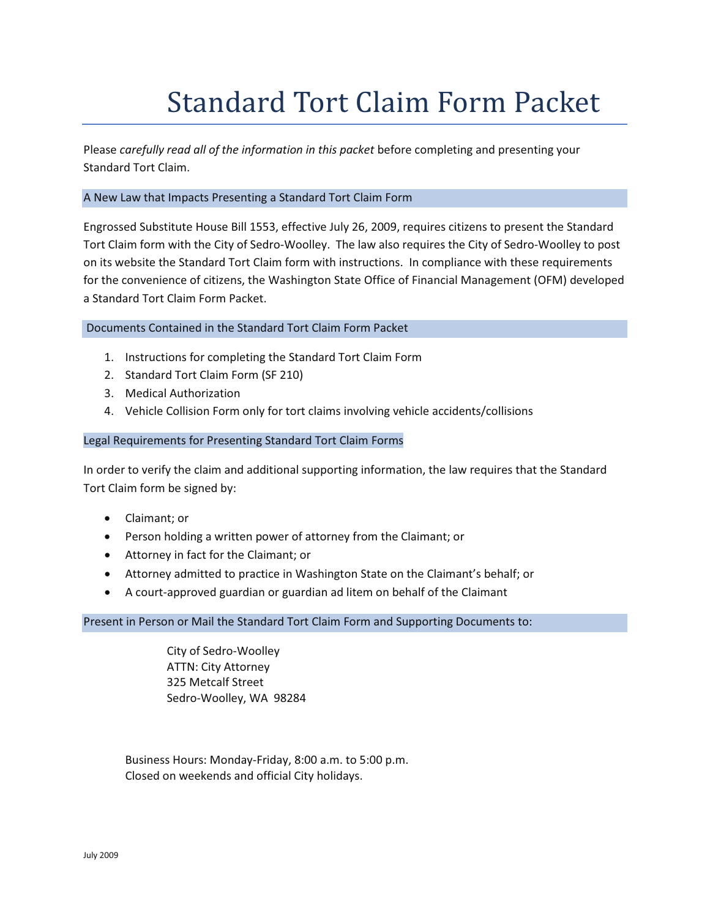# Standard Tort Claim Form Packet

Please *carefully read all of the information in this packet* before completing and presenting your Standard Tort Claim.

## A New Law that Impacts Presenting a Standard Tort Claim Form

Engrossed Substitute House Bill 1553, effective July 26, 2009, requires citizens to present the Standard Tort Claim form with the City of Sedro-Woolley. The law also requires the City of Sedro-Woolley to post on its website the Standard Tort Claim form with instructions. In compliance with these requirements for the convenience of citizens, the Washington State Office of Financial Management (OFM) developed a Standard Tort Claim Form Packet.

## Documents Contained in the Standard Tort Claim Form Packet

1. Instructions for completing the Standard Tort Claim Form
2. Standard Tort Claim Form (SF 210)
3. Medical Authorization
4. Vehicle Collision Form only for tort claims involving vehicle accidents/collisions

## Legal Requirements for Presenting Standard Tort Claim Forms

In order to verify the claim and additional supporting information, the law requires that the Standard Tort Claim form be signed by:

- Claimant; or
- Person holding a written power of attorney from the Claimant; or
- Attorney in fact for the Claimant; or
- Attorney admitted to practice in Washington State on the Claimant's behalf; or
- A court-approved guardian or guardian ad litem on behalf of the Claimant

## Present in Person or Mail the Standard Tort Claim Form and Supporting Documents to:

City of Sedro-Woolley
ATTN: City Attorney
325 Metcalf Street
Sedro-Woolley, WA 98284

Business Hours: Monday-Friday, 8:00 a.m. to 5:00 p.m.
Closed on weekends and official City holidays.

July 2009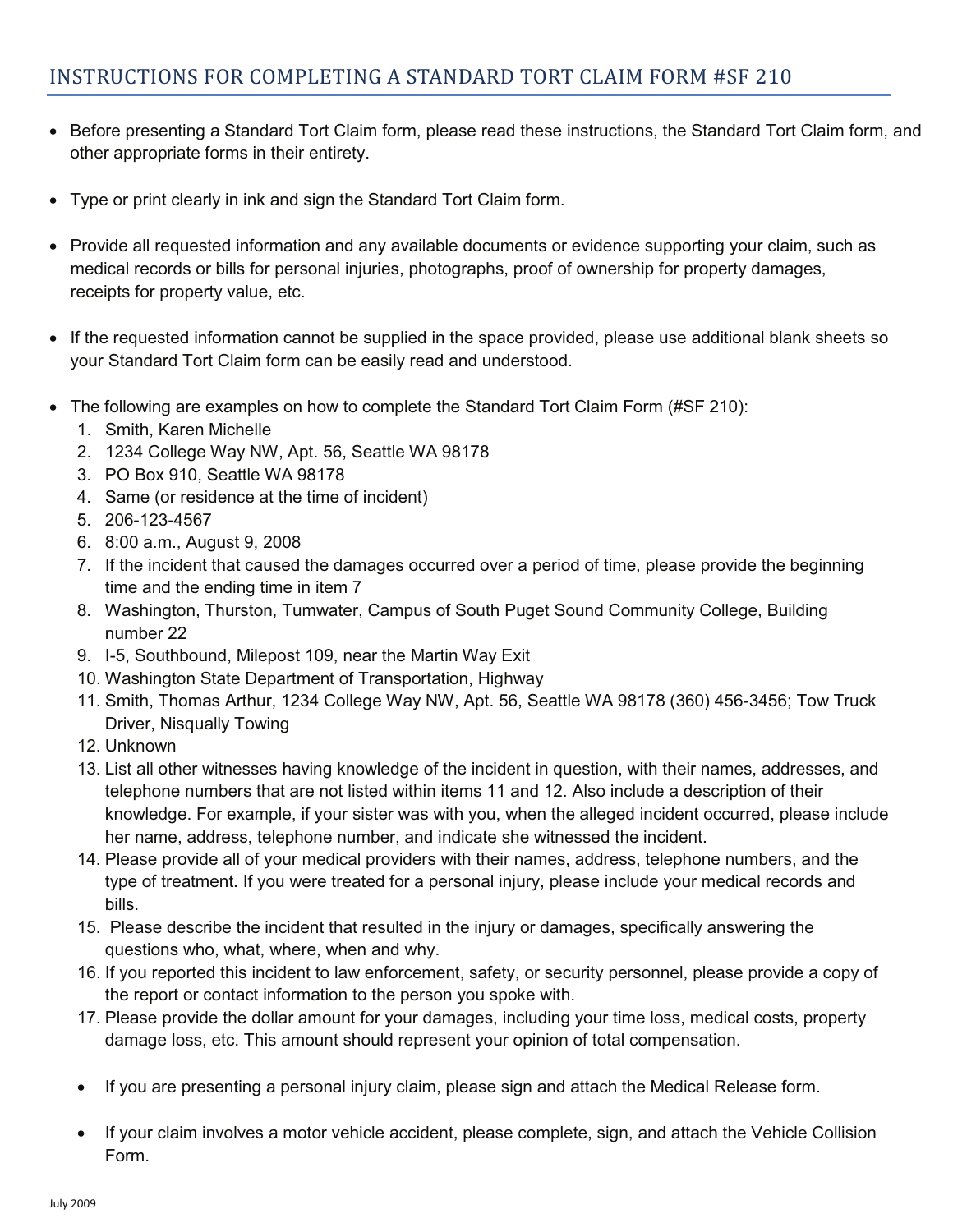## INSTRUCTIONS FOR COMPLETING A STANDARD TORT CLAIM FORM #SF 210

- Before presenting a Standard Tort Claim form, please read these instructions, the Standard Tort Claim form, and other appropriate forms in their entirety.
- Type or print clearly in ink and sign the Standard Tort Claim form.
- Provide all requested information and any available documents or evidence supporting your claim, such as medical records or bills for personal injuries, photographs, proof of ownership for property damages, receipts for property value, etc.
- If the requested information cannot be supplied in the space provided, please use additional blank sheets so your Standard Tort Claim form can be easily read and understood.
- The following are examples on how to complete the Standard Tort Claim Form (#SF 210):
  1. Smith, Karen Michelle
  2. 1234 College Way NW, Apt. 56, Seattle WA 98178
  3. PO Box 910, Seattle WA 98178
  4. Same (or residence at the time of incident)
  5. 206-123-4567
  6. 8:00 a.m., August 9, 2008
  7. If the incident that caused the damages occurred over a period of time, please provide the beginning time and the ending time in item 7
  8. Washington, Thurston, Tumwater, Campus of South Puget Sound Community College, Building number 22
  9. I-5, Southbound, Milepost 109, near the Martin Way Exit
  10. Washington State Department of Transportation, Highway
  11. Smith, Thomas Arthur, 1234 College Way NW, Apt. 56, Seattle WA 98178 (360) 456-3456; Tow Truck Driver, Nisqually Towing
  12. Unknown
  13. List all other witnesses having knowledge of the incident in question, with their names, addresses, and telephone numbers that are not listed within items 11 and 12. Also include a description of their knowledge. For example, if your sister was with you, when the alleged incident occurred, please include her name, address, telephone number, and indicate she witnessed the incident.
  14. Please provide all of your medical providers with their names, address, telephone numbers, and the type of treatment. If you were treated for a personal injury, please include your medical records and bills.
  15. Please describe the incident that resulted in the injury or damages, specifically answering the questions who, what, where, when and why.
  16. If you reported this incident to law enforcement, safety, or security personnel, please provide a copy of the report or contact information to the person you spoke with.
  17. Please provide the dollar amount for your damages, including your time loss, medical costs, property damage loss, etc. This amount should represent your opinion of total compensation.

  - If you are presenting a personal injury claim, please sign and attach the Medical Release form.
  - If your claim involves a motor vehicle accident, please complete, sign, and attach the Vehicle Collision Form.

July 2009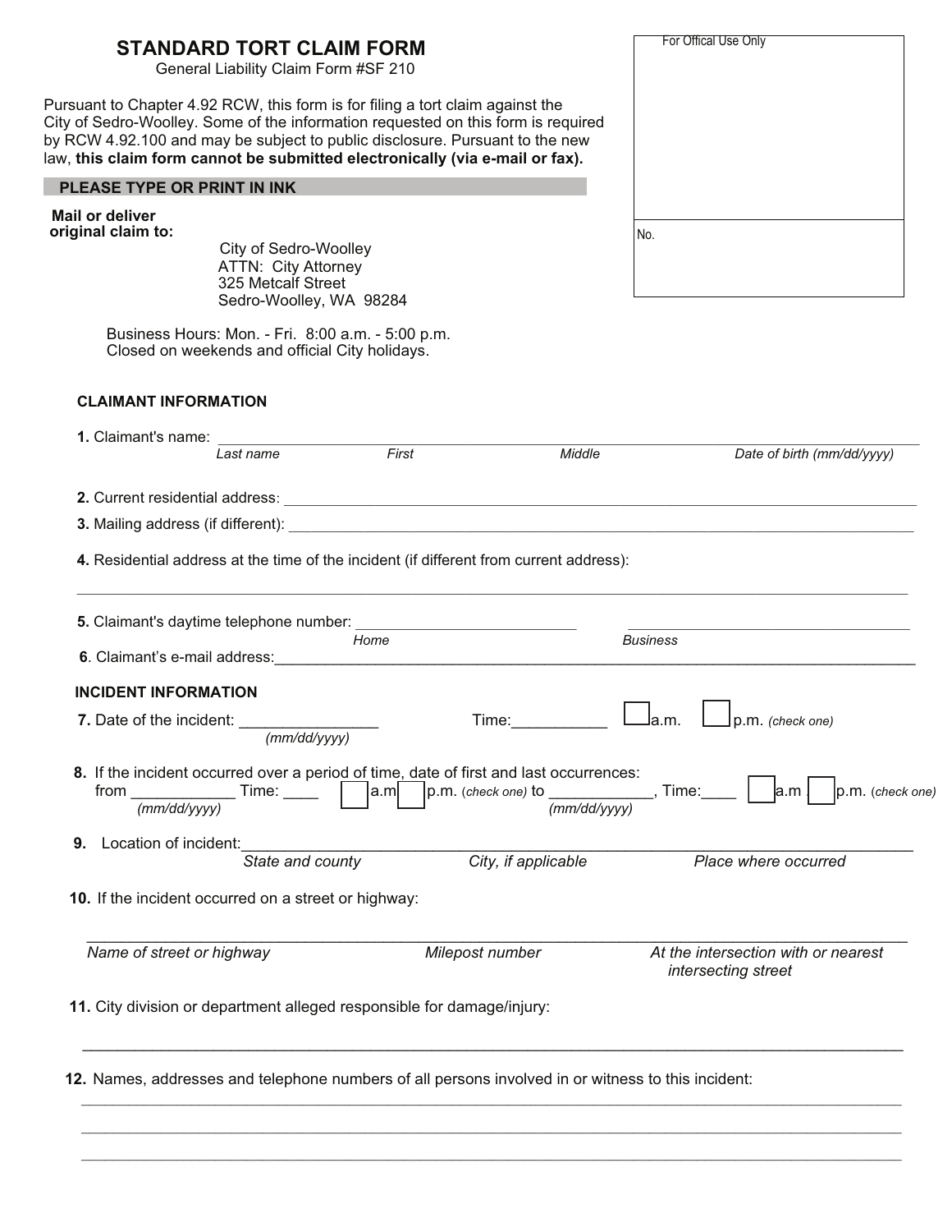# STANDARD TORT CLAIM FORM

General Liability Claim Form #SF 210

Pursuant to Chapter 4.92 RCW, this form is for filing a tort claim against the City of Sedro-Woolley. Some of the information requested on this form is required by RCW 4.92.100 and may be subject to public disclosure. Pursuant to the new law, **this claim form cannot be submitted electronically (via e-mail or fax).**

| For Offical Use Only |
|---|
| |
| No. |

**PLEASE TYPE OR PRINT IN INK**

**Mail or deliver original claim to:**

City of Sedro-Woolley
ATTN: City Attorney
325 Metcalf Street
Sedro-Woolley, WA 98284

Business Hours: Mon. - Fri. 8:00 a.m. - 5:00 p.m.
Closed on weekends and official City holidays.

**CLAIMANT INFORMATION**

**1.** Claimant's name: ______________________________________________

*Last name* *First* *Middle* *Date of birth (mm/dd/yyyy)*

**2.** Current residential address: ______________________________________________

**3.** Mailing address (if different): ______________________________________________

**4.** Residential address at the time of the incident (if different from current address):

______________________________________________

**5.** Claimant's daytime telephone number: ____________________ ____________________

*Home* *Business*

**6**. Claimant's e-mail address:______________________________________________

**INCIDENT INFORMATION**

**7.** Date of the incident: _______________ Time:__________ ☐ a.m. ☐ p.m. *(check one)*

*(mm/dd/yyyy)*

**8.** If the incident occurred over a period of time, date of first and last occurrences:
from ___________ Time: ____ ☐ a.m ☐ p.m. (*check one*) to ___________, Time:____ ☐ a.m ☐ p.m. (*check one*)

*(mm/dd/yyyy)* *(mm/dd/yyyy)*

**9.** Location of incident:______________________________________________

*State and county* *City, if applicable* *Place where occurred*

**10.** If the incident occurred on a street or highway:

______________________________________________

*Name of street or highway* *Milepost number* *At the intersection with or nearest intersecting street*

**11.** City division or department alleged responsible for damage/injury:

______________________________________________

**12.** Names, addresses and telephone numbers of all persons involved in or witness to this incident:

______________________________________________
______________________________________________
______________________________________________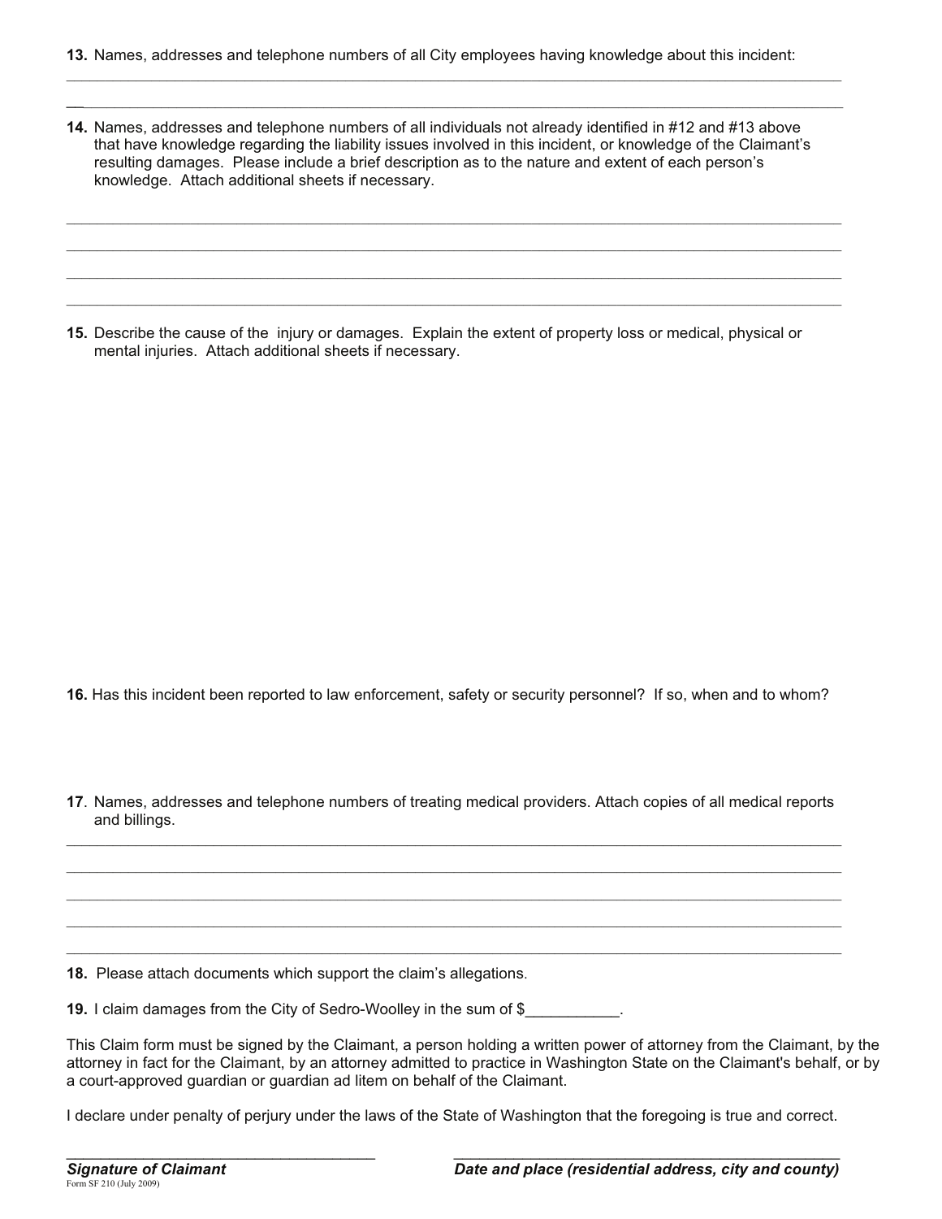**13.** Names, addresses and telephone numbers of all City employees having knowledge about this incident:

______________________________________________________________________________________

______________________________________________________________________________________

**14.** Names, addresses and telephone numbers of all individuals not already identified in #12 and #13 above that have knowledge regarding the liability issues involved in this incident, or knowledge of the Claimant's resulting damages. Please include a brief description as to the nature and extent of each person's knowledge. Attach additional sheets if necessary.

______________________________________________________________________________________

______________________________________________________________________________________

______________________________________________________________________________________

______________________________________________________________________________________

**15.** Describe the cause of the injury or damages. Explain the extent of property loss or medical, physical or mental injuries. Attach additional sheets if necessary.

**16.** Has this incident been reported to law enforcement, safety or security personnel? If so, when and to whom?

**17**. Names, addresses and telephone numbers of treating medical providers. Attach copies of all medical reports and billings.

______________________________________________________________________________________

______________________________________________________________________________________

______________________________________________________________________________________

______________________________________________________________________________________

______________________________________________________________________________________

**18.** Please attach documents which support the claim's allegations.

**19.** I claim damages from the City of Sedro-Woolley in the sum of $___________.

This Claim form must be signed by the Claimant, a person holding a written power of attorney from the Claimant, by the attorney in fact for the Claimant, by an attorney admitted to practice in Washington State on the Claimant's behalf, or by a court-approved guardian or guardian ad litem on behalf of the Claimant.

I declare under penalty of perjury under the laws of the State of Washington that the foregoing is true and correct.

_____________________________________ _______________________________________________

***Signature of Claimant*** ***Date and place (residential address, city and county)***

Form SF 210 (July 2009)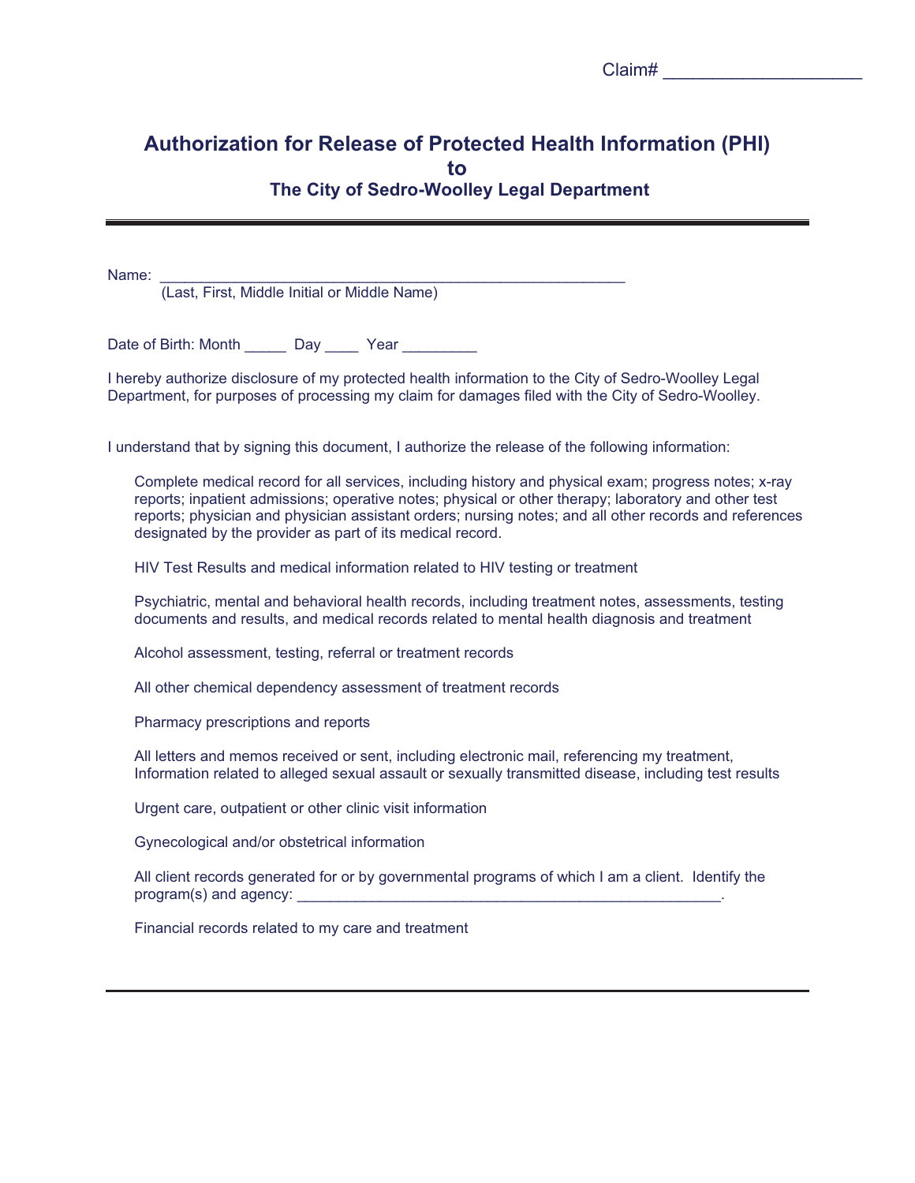Claim# ____________________

# Authorization for Release of Protected Health Information (PHI) to

## The City of Sedro-Woolley Legal Department

---

Name: ______________________________________________________
(Last, First, Middle Initial or Middle Name)

Date of Birth: Month _____ Day ____ Year _________

I hereby authorize disclosure of my protected health information to the City of Sedro-Woolley Legal Department, for purposes of processing my claim for damages filed with the City of Sedro-Woolley.

I understand that by signing this document, I authorize the release of the following information:

Complete medical record for all services, including history and physical exam; progress notes; x-ray reports; inpatient admissions; operative notes; physical or other therapy; laboratory and other test reports; physician and physician assistant orders; nursing notes; and all other records and references designated by the provider as part of its medical record.

HIV Test Results and medical information related to HIV testing or treatment

Psychiatric, mental and behavioral health records, including treatment notes, assessments, testing documents and results, and medical records related to mental health diagnosis and treatment

Alcohol assessment, testing, referral or treatment records

All other chemical dependency assessment of treatment records

Pharmacy prescriptions and reports

All letters and memos received or sent, including electronic mail, referencing my treatment, Information related to alleged sexual assault or sexually transmitted disease, including test results

Urgent care, outpatient or other clinic visit information

Gynecological and/or obstetrical information

All client records generated for or by governmental programs of which I am a client. Identify the program(s) and agency: ____________________________________________________.

Financial records related to my care and treatment

---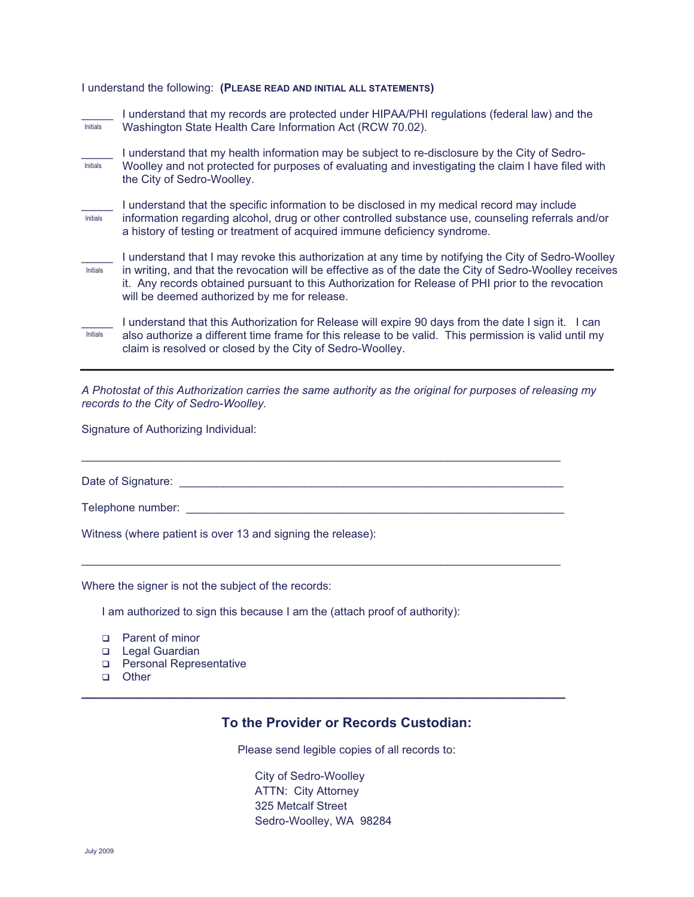I understand the following: **(PLEASE READ AND INITIAL ALL STATEMENTS)**

_____ Initials — I understand that my records are protected under HIPAA/PHI regulations (federal law) and the Washington State Health Care Information Act (RCW 70.02).

_____ Initials — I understand that my health information may be subject to re-disclosure by the City of Sedro-Woolley and not protected for purposes of evaluating and investigating the claim I have filed with the City of Sedro-Woolley.

_____ Initials — I understand that the specific information to be disclosed in my medical record may include information regarding alcohol, drug or other controlled substance use, counseling referrals and/or a history of testing or treatment of acquired immune deficiency syndrome.

_____ Initials — I understand that I may revoke this authorization at any time by notifying the City of Sedro-Woolley in writing, and that the revocation will be effective as of the date the City of Sedro-Woolley receives it. Any records obtained pursuant to this Authorization for Release of PHI prior to the revocation will be deemed authorized by me for release.

_____ Initials — I understand that this Authorization for Release will expire 90 days from the date I sign it. I can also authorize a different time frame for this release to be valid. This permission is valid until my claim is resolved or closed by the City of Sedro-Woolley.

---

*A Photostat of this Authorization carries the same authority as the original for purposes of releasing my records to the City of Sedro-Woolley.*

Signature of Authorizing Individual:

_____________________________________________________________________

Date of Signature: _______________________________________________________

Telephone number: _______________________________________________________

Witness (where patient is over 13 and signing the release):

_____________________________________________________________________

Where the signer is not the subject of the records:

I am authorized to sign this because I am the (attach proof of authority):

- ☐ Parent of minor
- ☐ Legal Guardian
- ☐ Personal Representative
- ☐ Other

---

## To the Provider or Records Custodian:

Please send legible copies of all records to:

City of Sedro-Woolley
ATTN: City Attorney
325 Metcalf Street
Sedro-Woolley, WA 98284

July 2009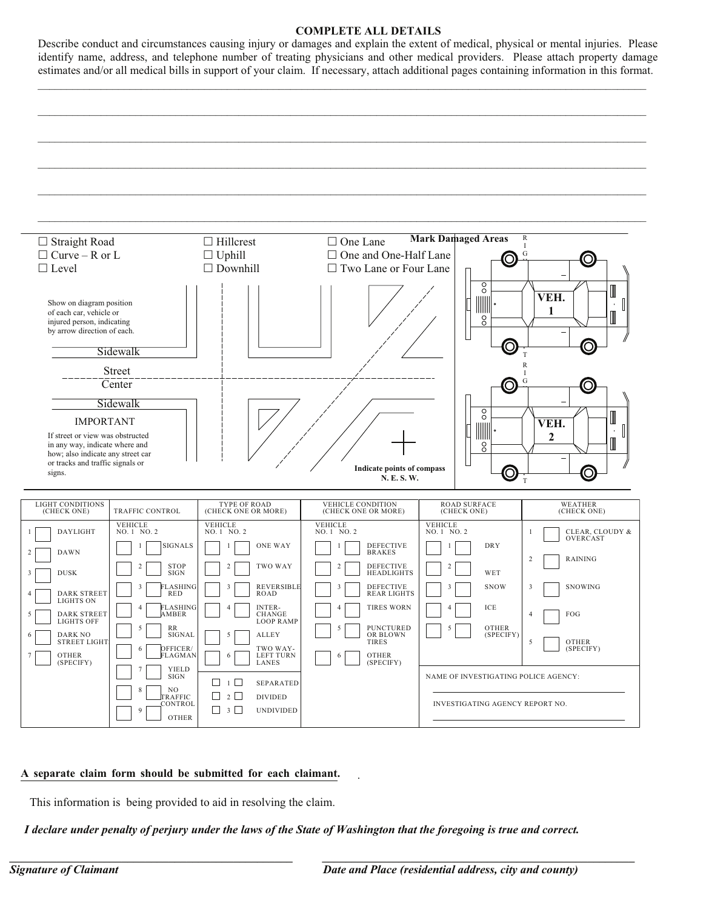**COMPLETE ALL DETAILS**

Describe conduct and circumstances causing injury or damages and explain the extent of medical, physical or mental injuries. Please identify name, address, and telephone number of treating physicians and other medical providers. Please attach property damage estimates and/or all medical bills in support of your claim. If necessary, attach additional pages containing information in this format.

______________________________________________________________________________

______________________________________________________________________________

______________________________________________________________________________

______________________________________________________________________________

______________________________________________________________________________

______________________________________________________________________________

☐ Straight Road
☐ Curve – R or L
☐ Level

☐ Hillcrest
☐ Uphill
☐ Downhill

☐ One Lane
☐ One and One-Half Lane
☐ Two Lane or Four Lane

**Mark Damaged Areas**

Show on diagram position of each car, vehicle or injured person, indicating by arrow direction of each.

Sidewalk

Street

Center

Sidewalk

IMPORTANT

If street or view was obstructed in any way, indicate where and how; also indicate any street car or tracks and traffic signals or signs.

**Indicate points of compass N. E. S. W.**

**VEH. 1**

**VEH. 2**

RIGHT

RIGHT

| LIGHT CONDITIONS (CHECK ONE) | TRAFFIC CONTROL | TYPE OF ROAD (CHECK ONE OR MORE) | VEHICLE CONDITION (CHECK ONE OR MORE) | ROAD SURFACE (CHECK ONE) | WEATHER (CHECK ONE) |
|---|---|---|---|---|---|
| | VEHICLE NO. 1 NO. 2 | VEHICLE NO. 1 NO. 2 | VEHICLE NO. 1 NO. 2 | VEHICLE NO. 1 NO. 2 | |
| 1 ☐ DAYLIGHT | ☐ 1 ☐ SIGNALS | ☐ 1 ☐ ONE WAY | ☐ 1 ☐ DEFECTIVE BRAKES | ☐ 1 ☐ DRY | 1 ☐ CLEAR, CLOUDY & OVERCAST |
| 2 ☐ DAWN | ☐ 2 ☐ STOP SIGN | ☐ 2 ☐ TWO WAY | ☐ 2 ☐ DEFECTIVE HEADLIGHTS | ☐ 2 ☐ WET | 2 ☐ RAINING |
| 3 ☐ DUSK | ☐ 3 ☐ FLASHING RED | ☐ 3 ☐ REVERSIBLE ROAD | ☐ 3 ☐ DEFECTIVE REAR LIGHTS | ☐ 3 ☐ SNOW | 3 ☐ SNOWING |
| 4 ☐ DARK STREET LIGHTS ON | ☐ 4 ☐ FLASHING AMBER | ☐ 4 ☐ INTER-CHANGE LOOP RAMP | ☐ 4 ☐ TIRES WORN | ☐ 4 ☐ ICE | 4 ☐ FOG |
| 5 ☐ DARK STREET LIGHTS OFF | ☐ 5 ☐ RR SIGNAL | ☐ 5 ☐ ALLEY | ☐ 5 ☐ PUNCTURED OR BLOWN TIRES | ☐ 5 ☐ OTHER (SPECIFY) | 5 ☐ OTHER (SPECIFY) |
| 6 ☐ DARK NO STREET LIGHT | ☐ 6 ☐ OFFICER/ FLAGMAN | ☐ 6 ☐ TWO WAY-LEFT TURN LANES | ☐ 6 ☐ OTHER (SPECIFY) | NAME OF INVESTIGATING POLICE AGENCY: ______________ | |
| 7 ☐ OTHER (SPECIFY) | ☐ 7 ☐ YIELD SIGN | ☐ 1 ☐ SEPARATED | | INVESTIGATING AGENCY REPORT NO. ______________ | |
| | ☐ 8 ☐ NO TRAFFIC CONTROL | ☐ 2 ☐ DIVIDED | | | |
| | ☐ 9 ☐ OTHER | ☐ 3 ☐ UNDIVIDED | | | |

**A separate claim form should be submitted for each claimant.**

This information is being provided to aid in resolving the claim.

***I declare under penalty of perjury under the laws of the State of Washington that the foregoing is true and correct.***

______________________________ ______________________________

***Signature of Claimant*** ***Date and Place (residential address, city and county)***